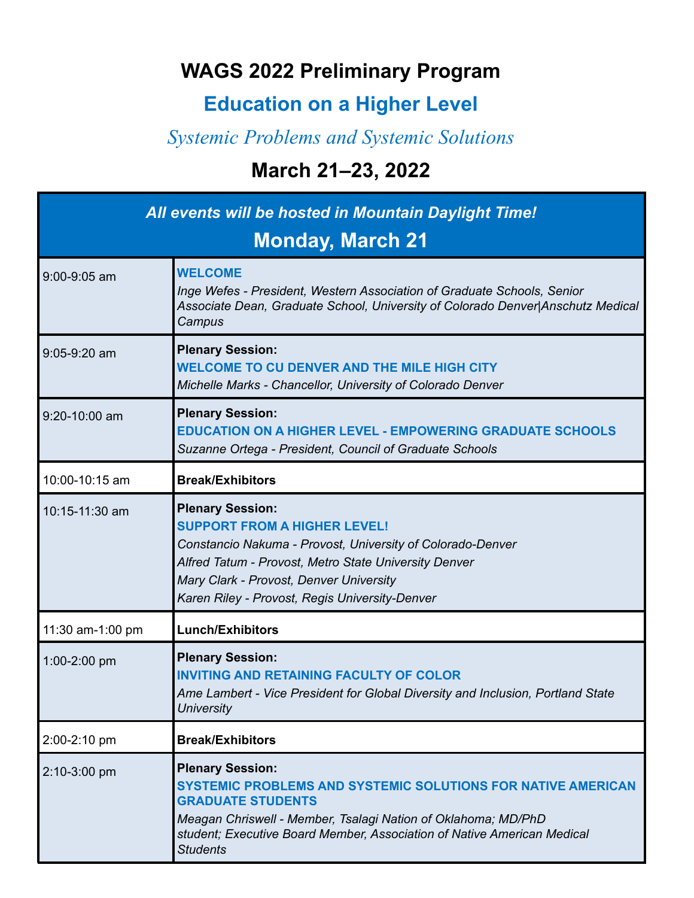# WAGS 2022 Preliminary Program

## Education on a Higher Level

*Systemic Problems and Systemic Solutions*

## March 21–23, 2022

| ***All events will be hosted in Mountain Daylight Time!*** **Monday, March 21** | |
|---|---|
| 9:00-9:05 am | **WELCOME**<br>*Inge Wefes - President, Western Association of Graduate Schools, Senior Associate Dean, Graduate School, University of Colorado Denver\|Anschutz Medical Campus* |
| 9:05-9:20 am | **Plenary Session:**<br>**WELCOME TO CU DENVER AND THE MILE HIGH CITY**<br>*Michelle Marks - Chancellor, University of Colorado Denver* |
| 9:20-10:00 am | **Plenary Session:**<br>**EDUCATION ON A HIGHER LEVEL - EMPOWERING GRADUATE SCHOOLS**<br>*Suzanne Ortega - President, Council of Graduate Schools* |
| 10:00-10:15 am | **Break/Exhibitors** |
| 10:15-11:30 am | **Plenary Session:**<br>**SUPPORT FROM A HIGHER LEVEL!**<br>*Constancio Nakuma - Provost, University of Colorado-Denver*<br>*Alfred Tatum - Provost, Metro State University Denver*<br>*Mary Clark - Provost, Denver University*<br>*Karen Riley - Provost, Regis University-Denver* |
| 11:30 am-1:00 pm | **Lunch/Exhibitors** |
| 1:00-2:00 pm | **Plenary Session:**<br>**INVITING AND RETAINING FACULTY OF COLOR**<br>*Ame Lambert - Vice President for Global Diversity and Inclusion, Portland State University* |
| 2:00-2:10 pm | **Break/Exhibitors** |
| 2:10-3:00 pm | **Plenary Session:**<br>**SYSTEMIC PROBLEMS AND SYSTEMIC SOLUTIONS FOR NATIVE AMERICAN GRADUATE STUDENTS**<br>*Meagan Chriswell - Member, Tsalagi Nation of Oklahoma; MD/PhD student; Executive Board Member, Association of Native American Medical Students* |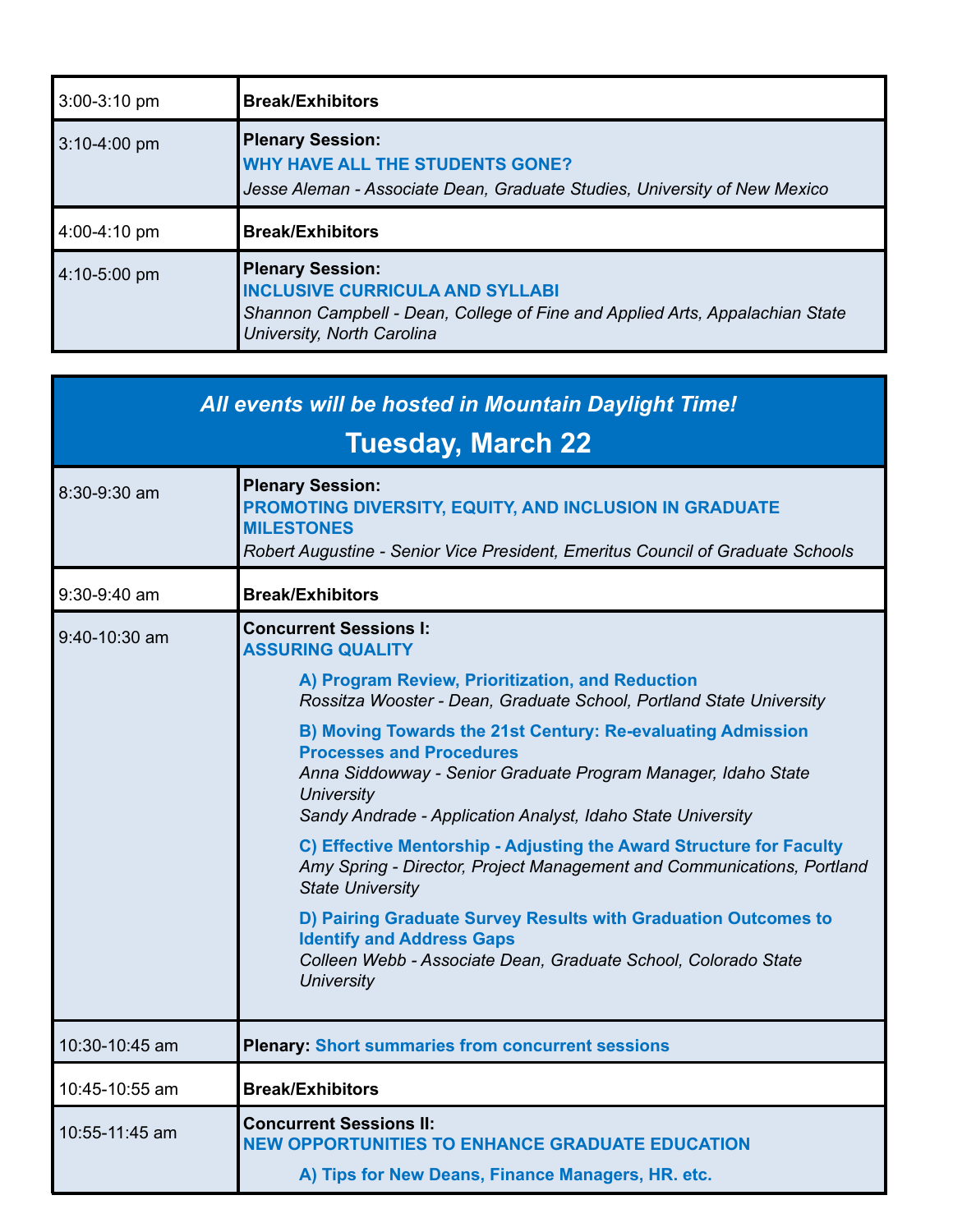| | |
|---|---|
| 3:00-3:10 pm | **Break/Exhibitors** |
| 3:10-4:00 pm | **Plenary Session:** **WHY HAVE ALL THE STUDENTS GONE?** *Jesse Aleman - Associate Dean, Graduate Studies, University of New Mexico* |
| 4:00-4:10 pm | **Break/Exhibitors** |
| 4:10-5:00 pm | **Plenary Session:** **INCLUSIVE CURRICULA AND SYLLABI** *Shannon Campbell - Dean, College of Fine and Applied Arts, Appalachian State University, North Carolina* |

***All events will be hosted in Mountain Daylight Time!***

## Tuesday, March 22

| | |
|---|---|
| 8:30-9:30 am | **Plenary Session:** **PROMOTING DIVERSITY, EQUITY, AND INCLUSION IN GRADUATE MILESTONES** *Robert Augustine - Senior Vice President, Emeritus Council of Graduate Schools* |
| 9:30-9:40 am | **Break/Exhibitors** |
| 9:40-10:30 am | **Concurrent Sessions I:** **ASSURING QUALITY** <br> **A) Program Review, Prioritization, and Reduction** *Rossitza Wooster - Dean, Graduate School, Portland State University* <br> **B) Moving Towards the 21st Century: Re-evaluating Admission Processes and Procedures** *Anna Siddoway - Senior Graduate Program Manager, Idaho State University* *Sandy Andrade - Application Analyst, Idaho State University* <br> **C) Effective Mentorship - Adjusting the Award Structure for Faculty** *Amy Spring - Director, Project Management and Communications, Portland State University* <br> **D) Pairing Graduate Survey Results with Graduation Outcomes to Identify and Address Gaps** *Colleen Webb - Associate Dean, Graduate School, Colorado State University* |
| 10:30-10:45 am | **Plenary:** **Short summaries from concurrent sessions** |
| 10:45-10:55 am | **Break/Exhibitors** |
| 10:55-11:45 am | **Concurrent Sessions II:** **NEW OPPORTUNITIES TO ENHANCE GRADUATE EDUCATION** <br> **A) Tips for New Deans, Finance Managers, HR. etc.** |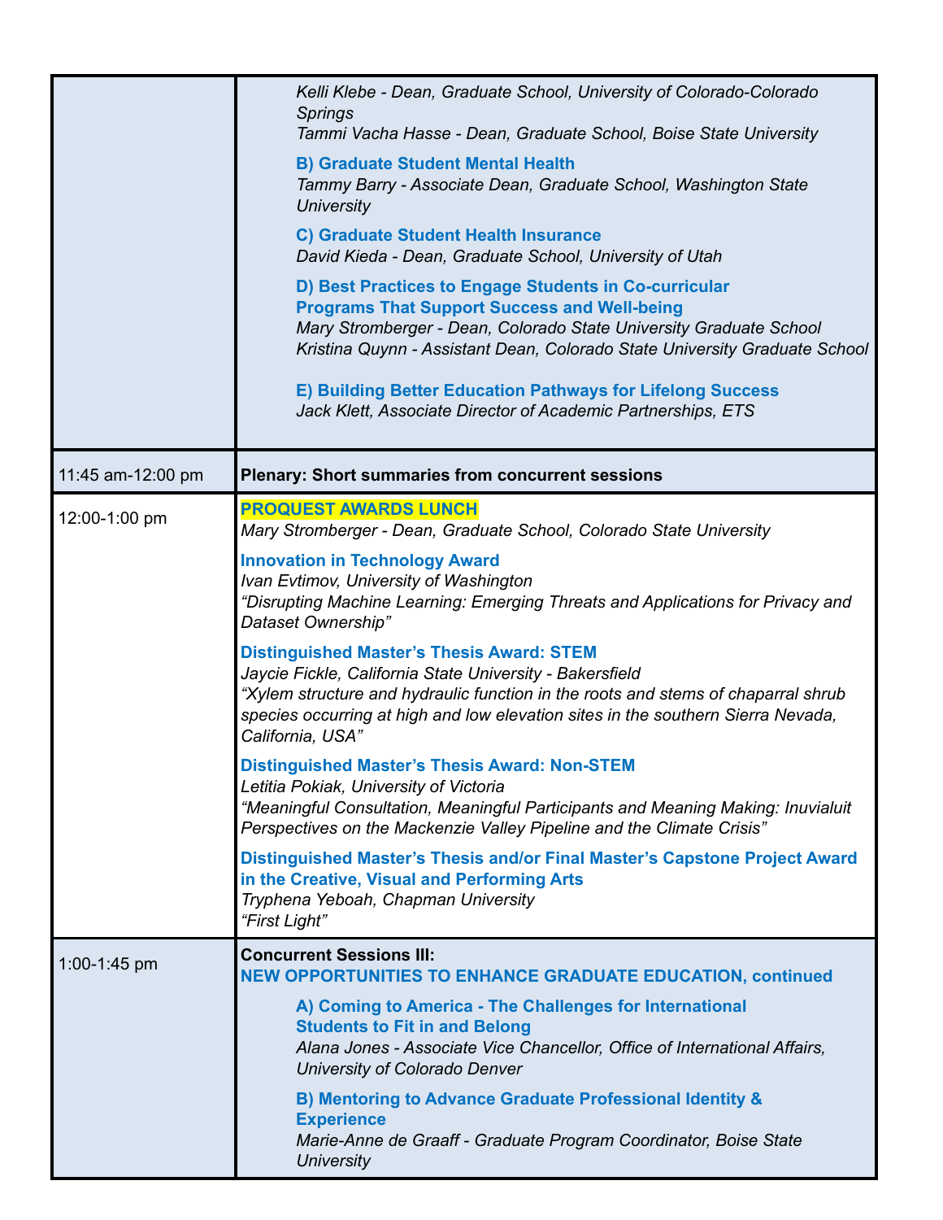| | |
|---|---|
| | *Kelli Klebe - Dean, Graduate School, University of Colorado-Colorado Springs*<br>*Tammi Vacha Hasse - Dean, Graduate School, Boise State University*<br><br>**B) Graduate Student Mental Health**<br>*Tammy Barry - Associate Dean, Graduate School, Washington State University*<br><br>**C) Graduate Student Health Insurance**<br>*David Kieda - Dean, Graduate School, University of Utah*<br><br>**D) Best Practices to Engage Students in Co-curricular Programs That Support Success and Well-being**<br>*Mary Stromberger - Dean, Colorado State University Graduate School*<br>*Kristina Quynn - Assistant Dean, Colorado State University Graduate School*<br><br>**E) Building Better Education Pathways for Lifelong Success**<br>*Jack Klett, Associate Director of Academic Partnerships, ETS* |
| 11:45 am-12:00 pm | **Plenary: Short summaries from concurrent sessions** |
| 12:00-1:00 pm | **PROQUEST AWARDS LUNCH**<br>*Mary Stromberger - Dean, Graduate School, Colorado State University*<br><br>**Innovation in Technology Award**<br>*Ivan Evtimov, University of Washington*<br>*"Disrupting Machine Learning: Emerging Threats and Applications for Privacy and Dataset Ownership"*<br><br>**Distinguished Master's Thesis Award: STEM**<br>*Jaycie Fickle, California State University - Bakersfield*<br>*"Xylem structure and hydraulic function in the roots and stems of chaparral shrub species occurring at high and low elevation sites in the southern Sierra Nevada, California, USA"*<br><br>**Distinguished Master's Thesis Award: Non-STEM**<br>*Letitia Pokiak, University of Victoria*<br>*"Meaningful Consultation, Meaningful Participants and Meaning Making: Inuvialuit Perspectives on the Mackenzie Valley Pipeline and the Climate Crisis"*<br><br>**Distinguished Master's Thesis and/or Final Master's Capstone Project Award in the Creative, Visual and Performing Arts**<br>*Tryphena Yeboah, Chapman University*<br>*"First Light"* |
| 1:00-1:45 pm | **Concurrent Sessions III:**<br>**NEW OPPORTUNITIES TO ENHANCE GRADUATE EDUCATION, continued**<br><br>**A) Coming to America - The Challenges for International Students to Fit in and Belong**<br>*Alana Jones - Associate Vice Chancellor, Office of International Affairs, University of Colorado Denver*<br><br>**B) Mentoring to Advance Graduate Professional Identity & Experience**<br>*Marie-Anne de Graaff - Graduate Program Coordinator, Boise State University* |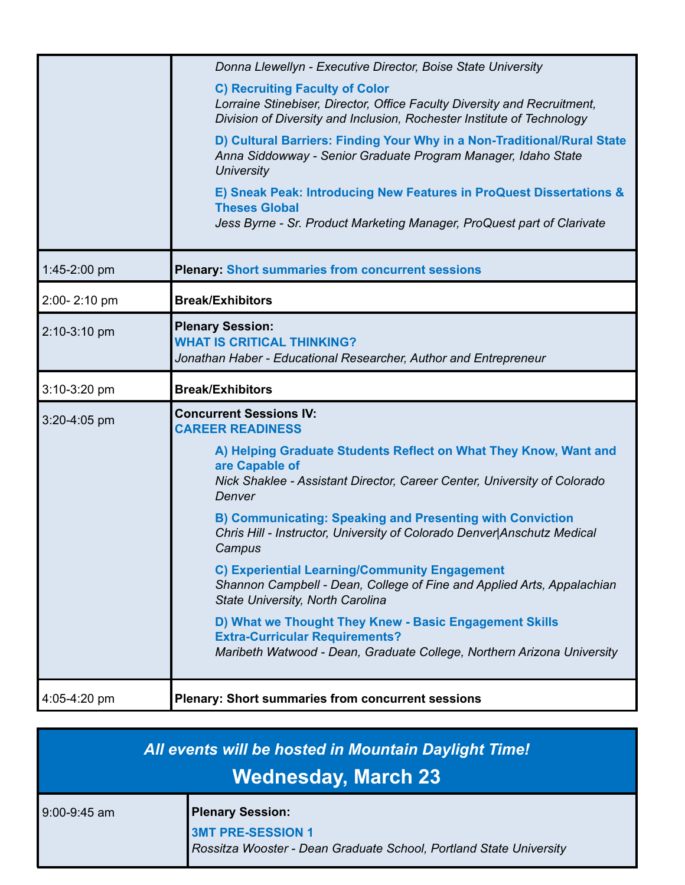| | |
|---|---|
| | *Donna Llewellyn - Executive Director, Boise State University*<br>**C) Recruiting Faculty of Color**<br>*Lorraine Stinebiser, Director, Office Faculty Diversity and Recruitment, Division of Diversity and Inclusion, Rochester Institute of Technology*<br>**D) Cultural Barriers: Finding Your Why in a Non-Traditional/Rural State**<br>*Anna Siddowway - Senior Graduate Program Manager, Idaho State University*<br>**E) Sneak Peak: Introducing New Features in ProQuest Dissertations & Theses Global**<br>*Jess Byrne - Sr. Product Marketing Manager, ProQuest part of Clarivate* |
| 1:45-2:00 pm | **Plenary:** Short summaries from concurrent sessions |
| 2:00- 2:10 pm | **Break/Exhibitors** |
| 2:10-3:10 pm | **Plenary Session:**<br>WHAT IS CRITICAL THINKING?<br>*Jonathan Haber - Educational Researcher, Author and Entrepreneur* |
| 3:10-3:20 pm | **Break/Exhibitors** |
| 3:20-4:05 pm | **Concurrent Sessions IV:**<br>CAREER READINESS<br>**A) Helping Graduate Students Reflect on What They Know, Want and are Capable of**<br>*Nick Shaklee - Assistant Director, Career Center, University of Colorado Denver*<br>**B) Communicating: Speaking and Presenting with Conviction**<br>*Chris Hill - Instructor, University of Colorado Denver\|Anschutz Medical Campus*<br>**C) Experiential Learning/Community Engagement**<br>*Shannon Campbell - Dean, College of Fine and Applied Arts, Appalachian State University, North Carolina*<br>**D) What we Thought They Knew - Basic Engagement Skills Extra-Curricular Requirements?**<br>*Maribeth Watwood - Dean, Graduate College, Northern Arizona University* |
| 4:05-4:20 pm | **Plenary: Short summaries from concurrent sessions** |

*All events will be hosted in Mountain Daylight Time!*

## Wednesday, March 23

| | |
|---|---|
| 9:00-9:45 am | **Plenary Session:**<br>3MT PRE-SESSION 1<br>*Rossitza Wooster - Dean Graduate School, Portland State University* |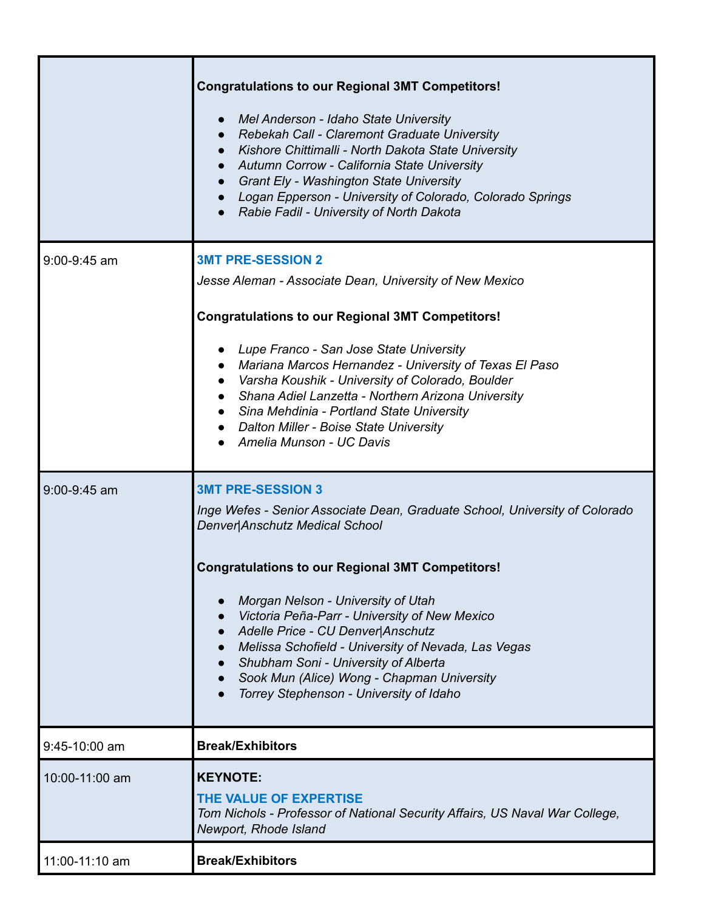| | |
|---|---|
| | **Congratulations to our Regional 3MT Competitors!**<br><br>• *Mel Anderson - Idaho State University*<br>• *Rebekah Call - Claremont Graduate University*<br>• *Kishore Chittimalli - North Dakota State University*<br>• *Autumn Corrow - California State University*<br>• *Grant Ely - Washington State University*<br>• *Logan Epperson - University of Colorado, Colorado Springs*<br>• *Rabie Fadil - University of North Dakota* |
| 9:00-9:45 am | **3MT PRE-SESSION 2**<br>*Jesse Aleman - Associate Dean, University of New Mexico*<br><br>**Congratulations to our Regional 3MT Competitors!**<br><br>• *Lupe Franco - San Jose State University*<br>• *Mariana Marcos Hernandez - University of Texas El Paso*<br>• *Varsha Koushik - University of Colorado, Boulder*<br>• *Shana Adiel Lanzetta - Northern Arizona University*<br>• *Sina Mehdinia - Portland State University*<br>• *Dalton Miller - Boise State University*<br>• *Amelia Munson - UC Davis* |
| 9:00-9:45 am | **3MT PRE-SESSION 3**<br>*Inge Wefes - Senior Associate Dean, Graduate School, University of Colorado Denver\|Anschutz Medical School*<br><br>**Congratulations to our Regional 3MT Competitors!**<br><br>• *Morgan Nelson - University of Utah*<br>• *Victoria Peña-Parr - University of New Mexico*<br>• *Adelle Price - CU Denver\|Anschutz*<br>• *Melissa Schofield - University of Nevada, Las Vegas*<br>• *Shubham Soni - University of Alberta*<br>• *Sook Mun (Alice) Wong - Chapman University*<br>• *Torrey Stephenson - University of Idaho* |
| 9:45-10:00 am | **Break/Exhibitors** |
| 10:00-11:00 am | **KEYNOTE:**<br>**THE VALUE OF EXPERTISE**<br>*Tom Nichols - Professor of National Security Affairs, US Naval War College, Newport, Rhode Island* |
| 11:00-11:10 am | **Break/Exhibitors** |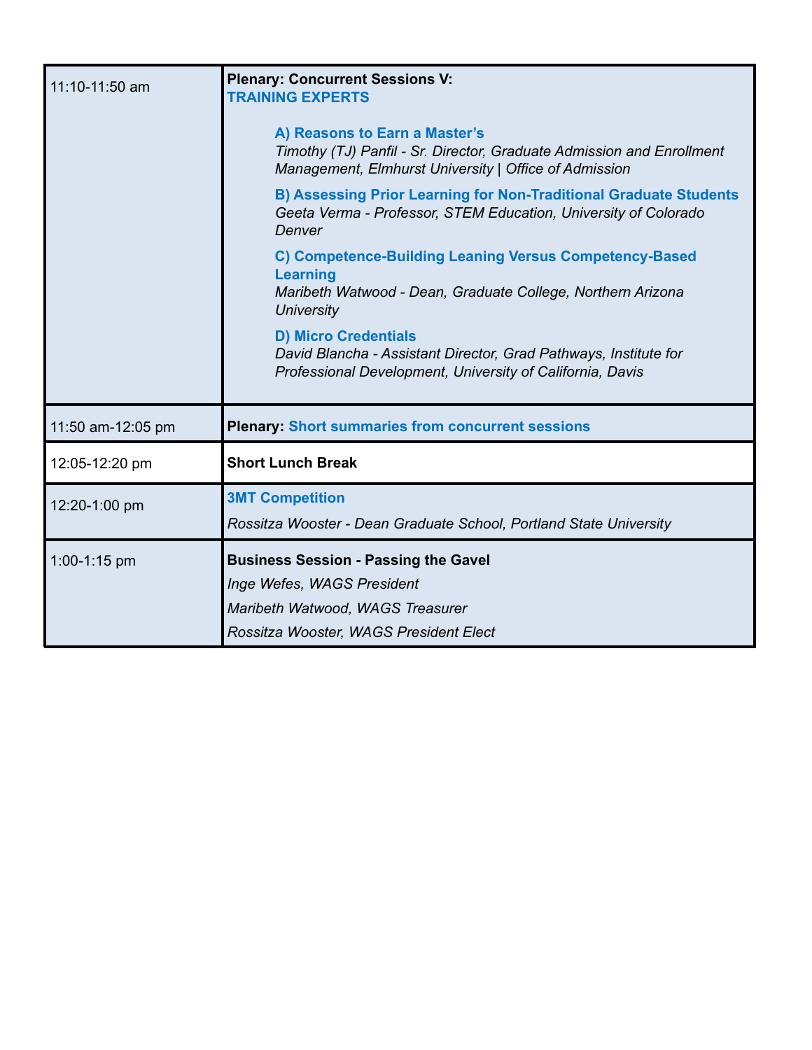| | |
|---|---|
| 11:10-11:50 am | **Plenary: Concurrent Sessions V:** **TRAINING EXPERTS**<br><br>**A) Reasons to Earn a Master's**<br>*Timothy (TJ) Panfil - Sr. Director, Graduate Admission and Enrollment Management, Elmhurst University \| Office of Admission*<br><br>**B) Assessing Prior Learning for Non-Traditional Graduate Students**<br>*Geeta Verma - Professor, STEM Education, University of Colorado Denver*<br><br>**C) Competence-Building Leaning Versus Competency-Based Learning**<br>*Maribeth Watwood - Dean, Graduate College, Northern Arizona University*<br><br>**D) Micro Credentials**<br>*David Blancha - Assistant Director, Grad Pathways, Institute for Professional Development, University of California, Davis* |
| 11:50 am-12:05 pm | **Plenary: Short summaries from concurrent sessions** |
| 12:05-12:20 pm | **Short Lunch Break** |
| 12:20-1:00 pm | **3MT Competition**<br>*Rossitza Wooster - Dean Graduate School, Portland State University* |
| 1:00-1:15 pm | **Business Session - Passing the Gavel**<br>*Inge Wefes, WAGS President*<br>*Maribeth Watwood, WAGS Treasurer*<br>*Rossitza Wooster, WAGS President Elect* |